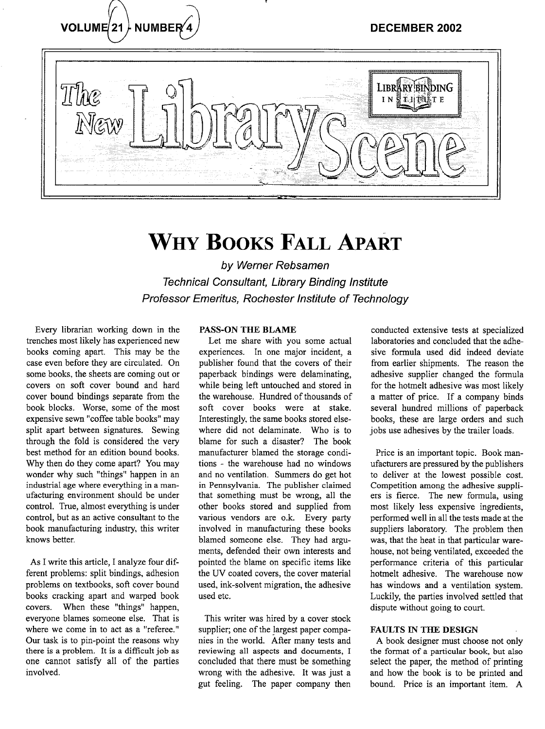# The New Library Scene

# WHY BOOKS FALL APART

*by Werner Rebsamen*

*Technical Consultant, Library Binding Institute*

*Professor Emeritus, Rochester Institute of Technology*

Every librarian working down in the trenches most likely has experienced new books coming apart. This may be the case even before they are circulated. On some books, the sheets are coming out or covers on soft cover bound and hard cover bound bindings separate from the book blocks. Worse, some of the most expensive sewn "coffee table books" may split apart between signatures. Sewing through the fold is considered the very best method for an edition bound books. Why then do they come apart? You may wonder why such "things" happen in an industrial age where everything in a manufacturing environment should be under control. True, almost everything is under control, but as an active consultant to the book manufacturing industry, this writer knows better.

As I write this article, I analyze four different problems: split bindings, adhesion problems on textbooks, soft cover bound books cracking apart and warped book covers. When these "things" happen, everyone blames someone else. That is where we come in to act as a "referee." Our task is to pin-point the reasons why there is a problem. It is a difficult job as one cannot satisfy all of the parties involved.

**PASS-ON THE BLAME**

Let me share with you some actual experiences. In one major incident, a publisher found that the covers of their paperback bindings were delaminating, while being left untouched and stored in the warehouse. Hundred of thousands of soft cover books were at stake. Interestingly, the same books stored elsewhere did not delaminate. Who is to blame for such a disaster? The book manufacturer blamed the storage conditions - the warehouse had no windows and no ventilation. Summers do get hot in Pennsylvania. The publisher claimed that something must be wrong, all the other books stored and supplied from various vendors are o.k. Every party involved in manufacturing these books blamed someone else. They had arguments, defended their own interests and pointed the blame on specific items like the UV coated covers, the cover material used, ink-solvent migration, the adhesive used etc.

This writer was hired by a cover stock supplier; one of the largest paper companies in the world. After many tests and reviewing all aspects and documents, I concluded that there must be something wrong with the adhesive. It was just a gut feeling. The paper company then conducted extensive tests at specialized laboratories and concluded that the adhesive formula used did indeed deviate from earlier shipments. The reason the adhesive supplier changed the formula for the hotmelt adhesive was most likely a matter of price. If a company binds several hundred millions of paperback books, these are large orders and such jobs use adhesives by the trailer loads.

Price is an important topic. Book manufacturers are pressured by the publishers to deliver at the lowest possible cost. Competition among the adhesive suppliers is fierce. The new formula, using most likely less expensive ingredients, performed well in all the tests made at the suppliers laboratory. The problem then was, that the heat in that particular warehouse, not being ventilated, exceeded the performance criteria of this particular hotmelt adhesive. The warehouse now has windows and a ventilation system. Luckily, the parties involved settled that dispute without going to court.

**FAULTS IN THE DESIGN**

A book designer must choose not only the format of a particular book, but also select the paper, the method of printing and how the book is to be printed and bound. Price is an important item. A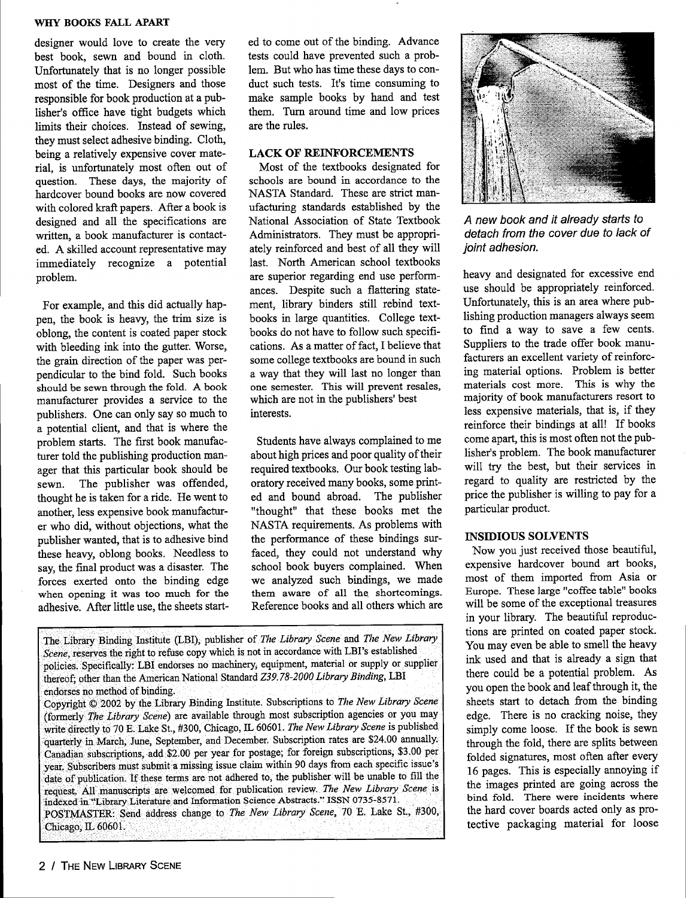designer would love to create the very best book, sewn and bound in cloth. Unfortunately that is no longer possible most of the time. Designers and those responsible for book production at a publisher's office have tight budgets which limits their choices. Instead of sewing, they must select adhesive binding. Cloth, being a relatively expensive cover material, is unfortunately most often out of question. These days, the majority of hardcover bound books are now covered with colored kraft papers. After a book is designed and all the specifications are written, a book manufacturer is contacted. A skilled account representative may immediately recognize a potential problem.

For example, and this did actually happen, the book is heavy, the trim size is oblong, the content is coated paper stock with bleeding ink into the gutter. Worse, the grain direction of the paper was perpendicular to the bind fold. Such books should be sewn through the fold. A book manufacturer provides a service to the publishers. One can only say so much to a potential client, and that is where the problem starts. The first book manufacturer told the publishing production manager that this particular book should be sewn. The publisher was offended, thought he is taken for a ride. He went to another, less expensive book manufacturer who did, without objections, what the publisher wanted, that is to adhesive bind these heavy, oblong books. Needless to say, the final product was a disaster. The forces exerted onto the binding edge when opening it was too much for the adhesive. After little use, the sheets started to come out of the binding. Advance tests could have prevented such a problem. But who has time these days to conduct such tests. It's time consuming to make sample books by hand and test them. Turn around time and low prices are the rules.

## LACK OF REINFORCEMENTS

Most of the textbooks designated for schools are bound in accordance to the NASTA Standard. These are strict manufacturing standards established by the National Association of State Textbook Administrators. They must be appropriately reinforced and best of all they will last. North American school textbooks are superior regarding end use performances. Despite such a flattering statement, library binders still rebind textbooks in large quantities. College textbooks do not have to follow such specifications. As a matter of fact, I believe that some college textbooks are bound in such a way that they will last no longer than one semester. This will prevent resales, which are not in the publishers' best interests.

Students have always complained to me about high prices and poor quality of their required textbooks. Our book testing laboratory received many books, some printed and bound abroad. The publisher "thought" that these books met the NASTA requirements. As problems with the performance of these bindings surfaced, they could not understand why school book buyers complained. When we analyzed such bindings, we made them aware of all the shortcomings. Reference books and all others which are heavy and designated for excessive end use should be appropriately reinforced. Unfortunately, this is an area where publishing production managers always seem to find a way to save a few cents. Suppliers to the trade offer book manufacturers an excellent variety of reinforcing material options. Problem is better materials cost more. This is why the majority of book manufacturers resort to less expensive materials, that is, if they reinforce their bindings at all! If books come apart, this is most often not the publisher's problem. The book manufacturer will try the best, but their services in regard to quality are restricted by the price the publisher is willing to pay for a particular product.

*A new book and it already starts to detach from the cover due to lack of joint adhesion.*

## INSIDIOUS SOLVENTS

Now you just received those beautiful, expensive hardcover bound art books, most of them imported from Asia or Europe. These large "coffee table" books will be some of the exceptional treasures in your library. The beautiful reproductions are printed on coated paper stock. You may even be able to smell the heavy ink used and that is already a sign that there could be a potential problem. As you open the book and leaf through it, the sheets start to detach from the binding edge. There is no cracking noise, they simply come loose. If the book is sewn through the fold, there are splits between folded signatures, most often after every 16 pages. This is especially annoying if the images printed are going across the bind fold. There were incidents where the hard cover boards acted only as protective packaging material for loose

The Library Binding Institute (LBI), publisher of *The Library Scene* and *The New Library Scene*, reserves the right to refuse copy which is not in accordance with LBI's established policies. Specifically: LBI endorses no machinery, equipment, material or supply or supplier thereof; other than the American National Standard *Z39.78-2000 Library Binding*, LBI endorses no method of binding.

Copyright © 2002 by the Library Binding Institute. Subscriptions to *The New Library Scene* (formerly *The Library Scene*) are available through most subscription agencies or you may write directly to 70 E. Lake St., #300, Chicago, IL 60601. *The New Library Scene* is published quarterly in March, June, September, and December. Subscription rates are $24.00 annually. Canadian subscriptions, add $2.00 per year for postage; for foreign subscriptions, $3.00 per year. Subscribers must submit a missing issue claim within 90 days from each specific issue's date of publication. If these terms are not adhered to, the publisher will be unable to fill the request. All manuscripts are welcomed for publication review. *The New Library Scene* is indexed in "Library Literature and Information Science Abstracts." ISSN 0735-8571.

POSTMASTER: Send address change to *The New Library Scene*, 70 E. Lake St., #300, Chicago, IL 60601.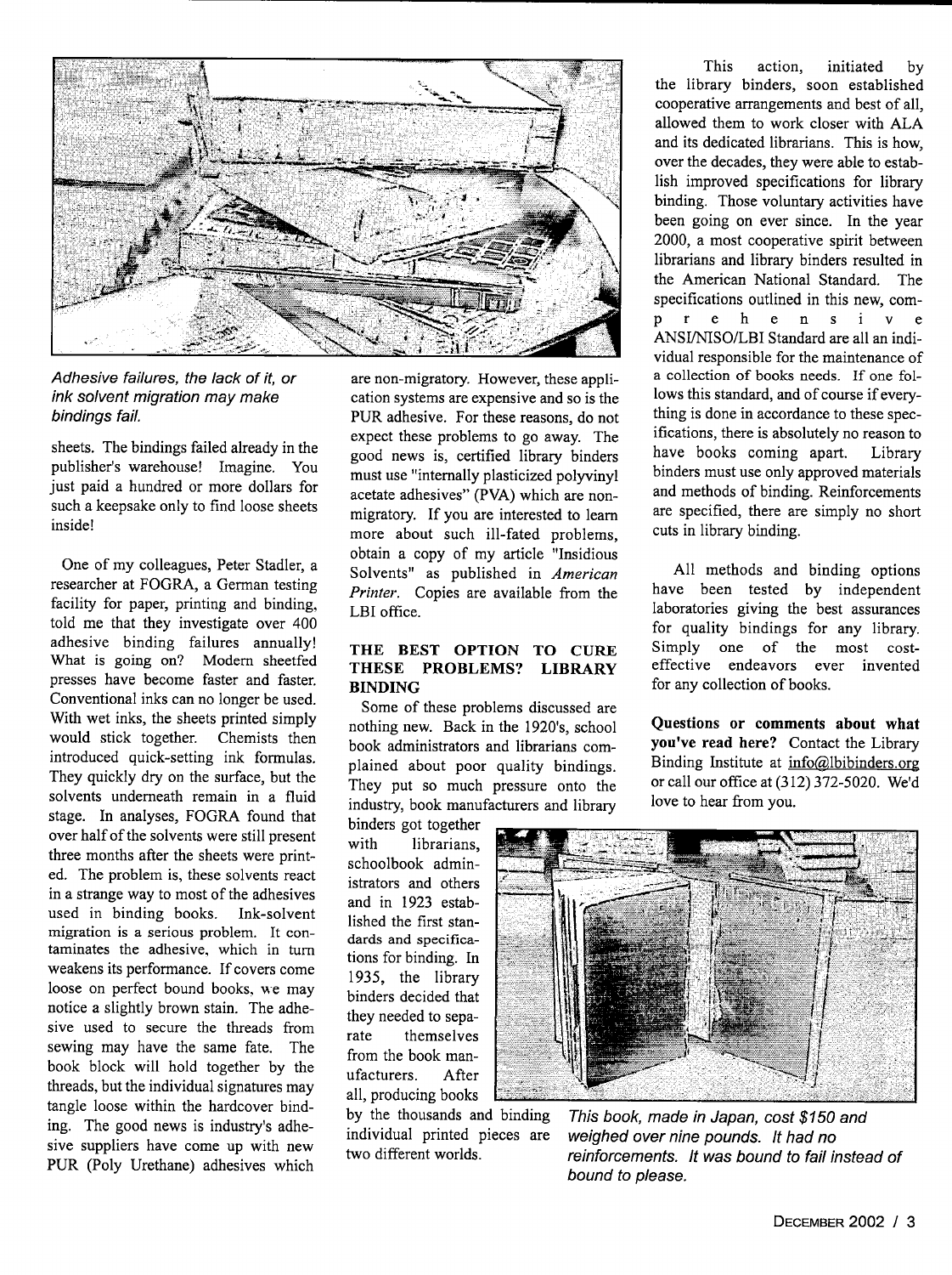*Adhesive failures, the lack of it, or ink solvent migration may make bindings fail.*

sheets. The bindings failed already in the publisher's warehouse! Imagine. You just paid a hundred or more dollars for such a keepsake only to find loose sheets inside!

One of my colleagues, Peter Stadler, a researcher at FOGRA, a German testing facility for paper, printing and binding, told me that they investigate over 400 adhesive binding failures annually! What is going on? Modern sheetfed presses have become faster and faster. Conventional inks can no longer be used. With wet inks, the sheets printed simply would stick together. Chemists then introduced quick-setting ink formulas. They quickly dry on the surface, but the solvents underneath remain in a fluid stage. In analyses, FOGRA found that over half of the solvents were still present three months after the sheets were printed. The problem is, these solvents react in a strange way to most of the adhesives used in binding books. Ink-solvent migration is a serious problem. It contaminates the adhesive, which in turn weakens its performance. If covers come loose on perfect bound books, we may notice a slightly brown stain. The adhesive used to secure the threads from sewing may have the same fate. The book block will hold together by the threads, but the individual signatures may tangle loose within the hardcover binding. The good news is industry's adhesive suppliers have come up with new PUR (Poly Urethane) adhesives which are non-migratory. However, these application systems are expensive and so is the PUR adhesive. For these reasons, do not expect these problems to go away. The good news is, certified library binders must use "internally plasticized polyvinyl acetate adhesives" (PVA) which are non-migratory. If you are interested to learn more about such ill-fated problems, obtain a copy of my article "Insidious Solvents" as published in *American Printer*. Copies are available from the LBI office.

## THE BEST OPTION TO CURE THESE PROBLEMS? LIBRARY BINDING

Some of these problems discussed are nothing new. Back in the 1920's, school book administrators and librarians complained about poor quality bindings. They put so much pressure onto the industry, book manufacturers and library binders got together with librarians, schoolbook administrators and others and in 1923 established the first standards and specifications for binding. In 1935, the library binders decided that they needed to separate themselves from the book manufacturers. After all, producing books by the thousands and binding individual printed pieces are two different worlds.

*This book, made in Japan, cost $150 and weighed over nine pounds. It had no reinforcements. It was bound to fail instead of bound to please.*

This action, initiated by the library binders, soon established cooperative arrangements and best of all, allowed them to work closer with ALA and its dedicated librarians. This is how, over the decades, they were able to establish improved specifications for library binding. Those voluntary activities have been going on ever since. In the year 2000, a most cooperative spirit between librarians and library binders resulted in the American National Standard. The specifications outlined in this new, comprehensive ANSI/NISO/LBI Standard are all an individual responsible for the maintenance of a collection of books needs. If one follows this standard, and of course if everything is done in accordance to these specifications, there is absolutely no reason to have books coming apart. Library binders must use only approved materials and methods of binding. Reinforcements are specified, there are simply no short cuts in library binding.

All methods and binding options have been tested by independent laboratories giving the best assurances for quality bindings for any library. Simply one of the most cost-effective endeavors ever invented for any collection of books.

**Questions or comments about what you've read here?** Contact the Library Binding Institute at info@lbibinders.org or call our office at (312) 372-5020. We'd love to hear from you.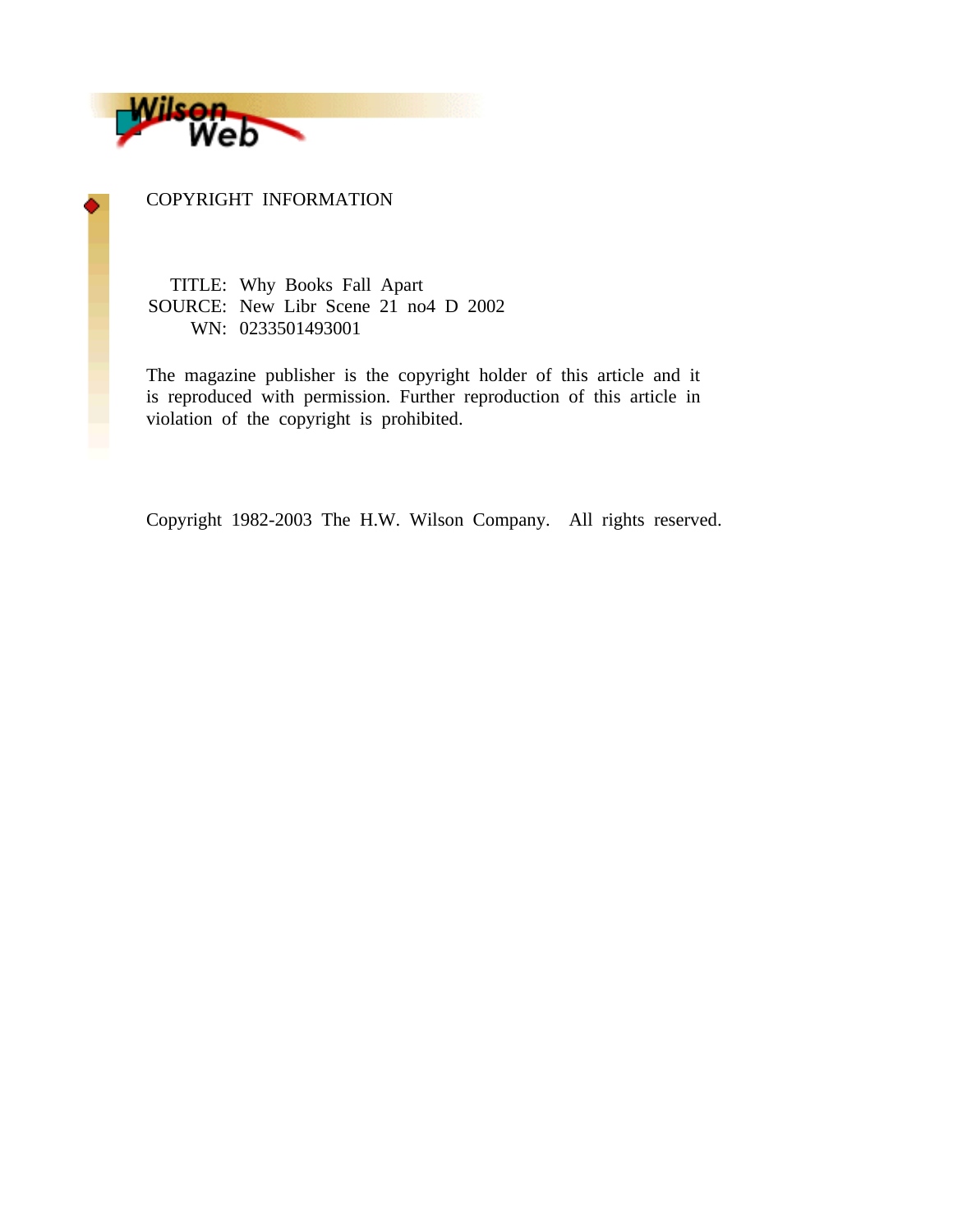COPYRIGHT INFORMATION

TITLE: Why Books Fall Apart
SOURCE: New Libr Scene 21 no4 D 2002
WN: 0233501493001

The magazine publisher is the copyright holder of this article and it is reproduced with permission. Further reproduction of this article in violation of the copyright is prohibited.

Copyright 1982-2003 The H.W. Wilson Company. All rights reserved.